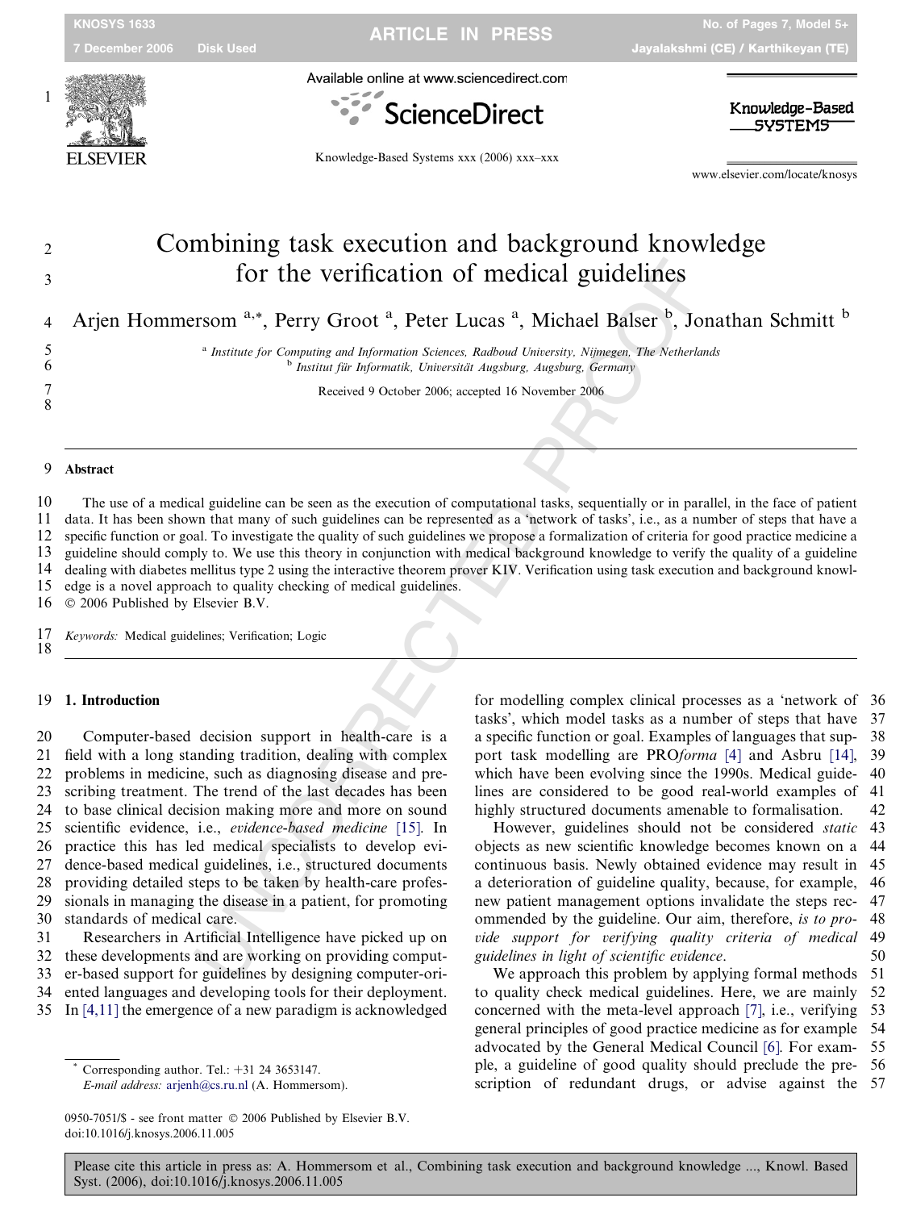Available online at www.sciencedirect.com

Knowledge-Based Systems xxx (2006) xxx–xxx

www.elsevier.com/locate/knosys

# Combining task execution and background knowledge for the verification of medical guidelines

Arjen Hommersom [a,*], Perry Groot [a], Peter Lucas [a], Michael Balser [b], Jonathan Schmitt [b]

[a] *Institute for Computing and Information Sciences, Radboud University, Nijmegen, The Netherlands*
[b] *Institut für Informatik, Universität Augsburg, Augsburg, Germany*

Received 9 October 2006; accepted 16 November 2006

## Abstract

The use of a medical guideline can be seen as the execution of computational tasks, sequentially or in parallel, in the face of patient data. It has been shown that many of such guidelines can be represented as a 'network of tasks', i.e., as a number of steps that have a specific function or goal. To investigate the quality of such guidelines we propose a formalization of criteria for good practice medicine a guideline should comply to. We use this theory in conjunction with medical background knowledge to verify the quality of a guideline dealing with diabetes mellitus type 2 using the interactive theorem prover KIV. Verification using task execution and background knowledge is a novel approach to quality checking of medical guidelines.

© 2006 Published by Elsevier B.V.

*Keywords:* Medical guidelines; Verification; Logic

## 1. Introduction

Computer-based decision support in health-care is a field with a long standing tradition, dealing with complex problems in medicine, such as diagnosing disease and prescribing treatment. The trend of the last decades has been to base clinical decision making more and more on sound scientific evidence, i.e., *evidence-based medicine* [15]. In practice this has led medical specialists to develop evidence-based medical guidelines, i.e., structured documents providing detailed steps to be taken by health-care professionals in managing the disease in a patient, for promoting standards of medical care.

Researchers in Artificial Intelligence have picked up on these developments and are working on providing computer-based support for guidelines by designing computer-oriented languages and developing tools for their deployment. In [4,11] the emergence of a new paradigm is acknowledged for modelling complex clinical processes as a 'network of tasks', which model tasks as a number of steps that have a specific function or goal. Examples of languages that support task modelling are PRO*forma* [4] and Asbru [14], which have been evolving since the 1990s. Medical guidelines are considered to be good real-world examples of highly structured documents amenable to formalisation.

However, guidelines should not be considered *static* objects as new scientific knowledge becomes known on a continuous basis. Newly obtained evidence may result in a deterioration of guideline quality, because, for example, new patient management options invalidate the steps recommended by the guideline. Our aim, therefore, *is to provide support for verifying quality criteria of medical guidelines in light of scientific evidence*.

We approach this problem by applying formal methods to quality check medical guidelines. Here, we are mainly concerned with the meta-level approach [7], i.e., verifying general principles of good practice medicine as for example advocated by the General Medical Council [6]. For example, a guideline of good quality should preclude the prescription of redundant drugs, or advise against the

\* Corresponding author. Tel.: +31 24 3653147.
*E-mail address:* arjenh@cs.ru.nl (A. Hommersom).

0950-7051/$ - see front matter © 2006 Published by Elsevier B.V.
doi:10.1016/j.knosys.2006.11.005

Please cite this article in press as: A. Hommersom et al., Combining task execution and background knowledge ..., Knowl. Based Syst. (2006), doi:10.1016/j.knosys.2006.11.005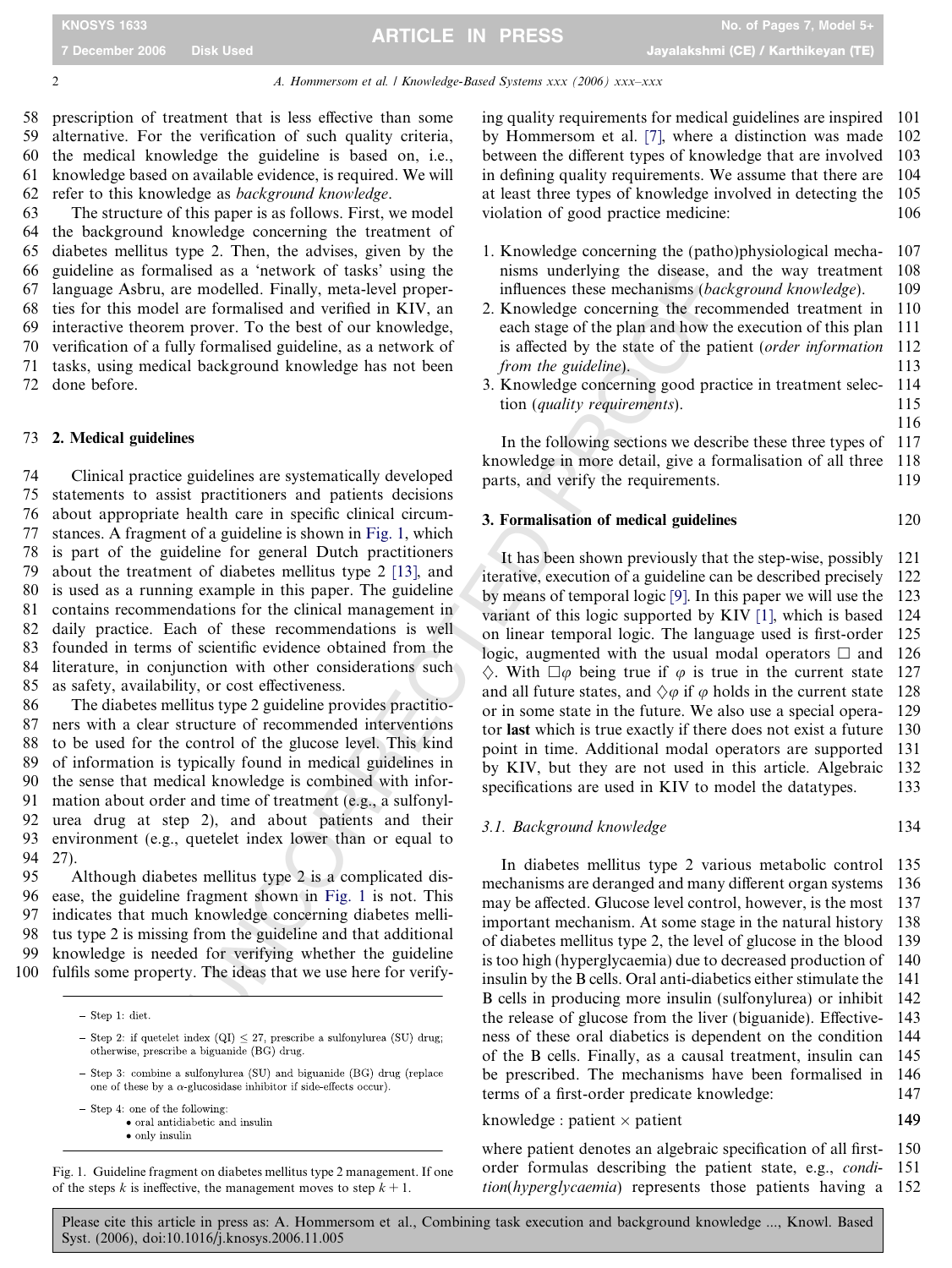prescription of treatment that is less effective than some alternative. For the verification of such quality criteria, the medical knowledge the guideline is based on, i.e., knowledge based on available evidence, is required. We will refer to this knowledge as *background knowledge*.

The structure of this paper is as follows. First, we model the background knowledge concerning the treatment of diabetes mellitus type 2. Then, the advises, given by the guideline as formalised as a 'network of tasks' using the language Asbru, are modelled. Finally, meta-level properties for this model are formalised and verified in KIV, an interactive theorem prover. To the best of our knowledge, verification of a fully formalised guideline, as a network of tasks, using medical background knowledge has not been done before.

## 2. Medical guidelines

Clinical practice guidelines are systematically developed statements to assist practitioners and patients decisions about appropriate health care in specific clinical circumstances. A fragment of a guideline is shown in Fig. 1, which is part of the guideline for general Dutch practitioners about the treatment of diabetes mellitus type 2 [13], and is used as a running example in this paper. The guideline contains recommendations for the clinical management in daily practice. Each of these recommendations is well founded in terms of scientific evidence obtained from the literature, in conjunction with other considerations such as safety, availability, or cost effectiveness.

The diabetes mellitus type 2 guideline provides practitioners with a clear structure of recommended interventions to be used for the control of the glucose level. This kind of information is typically found in medical guidelines in the sense that medical knowledge is combined with information about order and time of treatment (e.g., a sulfonylurea drug at step 2), and about patients and their environment (e.g., quetelet index lower than or equal to 27).

Although diabetes mellitus type 2 is a complicated disease, the guideline fragment shown in Fig. 1 is not. This indicates that much knowledge concerning diabetes mellitus type 2 is missing from the guideline and that additional knowledge is needed for verifying whether the guideline fulfils some property. The ideas that we use here for verifying quality requirements for medical guidelines are inspired by Hommersom et al. [7], where a distinction was made between the different types of knowledge that are involved in defining quality requirements. We assume that there are at least three types of knowledge involved in detecting the violation of good practice medicine:

1. Knowledge concerning the (patho)physiological mechanisms underlying the disease, and the way treatment influences these mechanisms (*background knowledge*).
2. Knowledge concerning the recommended treatment in each stage of the plan and how the execution of this plan is affected by the state of the patient (*order information from the guideline*).
3. Knowledge concerning good practice in treatment selection (*quality requirements*).

In the following sections we describe these three types of knowledge in more detail, give a formalisation of all three parts, and verify the requirements.

- Step 1: diet.
- Step 2: if quetelet index (QI) $\leq 27$, prescribe a sulfonylurea (SU) drug; otherwise, prescribe a biguanide (BG) drug.
- Step 3: combine a sulfonylurea (SU) and biguanide (BG) drug (replace one of these by a $\alpha$-glucosidase inhibitor if side-effects occur).
- Step 4: one of the following:
  - oral antidiabetic and insulin
  - only insulin

Fig. 1. Guideline fragment on diabetes mellitus type 2 management. If one of the steps $k$ is ineffective, the management moves to step $k+1$.

## 3. Formalisation of medical guidelines

It has been shown previously that the step-wise, possibly iterative, execution of a guideline can be described precisely by means of temporal logic [9]. In this paper we will use the variant of this logic supported by KIV [1], which is based on linear temporal logic. The language used is first-order logic, augmented with the usual modal operators $\Box$ and $\Diamond$. With $\Box\varphi$ being true if $\varphi$ is true in the current state and all future states, and $\Diamond\varphi$ if $\varphi$ holds in the current state or in some state in the future. We also use a special operator **last** which is true exactly if there does not exist a future point in time. Additional modal operators are supported by KIV, but they are not used in this article. Algebraic specifications are used in KIV to model the datatypes.

### 3.1. Background knowledge

In diabetes mellitus type 2 various metabolic control mechanisms are deranged and many different organ systems may be affected. Glucose level control, however, is the most important mechanism. At some stage in the natural history of diabetes mellitus type 2, the level of glucose in the blood is too high (hyperglycaemia) due to decreased production of insulin by the B cells. Oral anti-diabetics either stimulate the B cells in producing more insulin (sulfonylurea) or inhibit the release of glucose from the liver (biguanide). Effectiveness of these oral diabetics is dependent on the condition of the B cells. Finally, as a causal treatment, insulin can be prescribed. The mechanisms have been formalised in terms of a first-order predicate knowledge:

$$\text{knowledge} : \text{patient} \times \text{patient}$$

where patient denotes an algebraic specification of all first-order formulas describing the patient state, e.g., *condition*(*hyperglycaemia*) represents those patients having a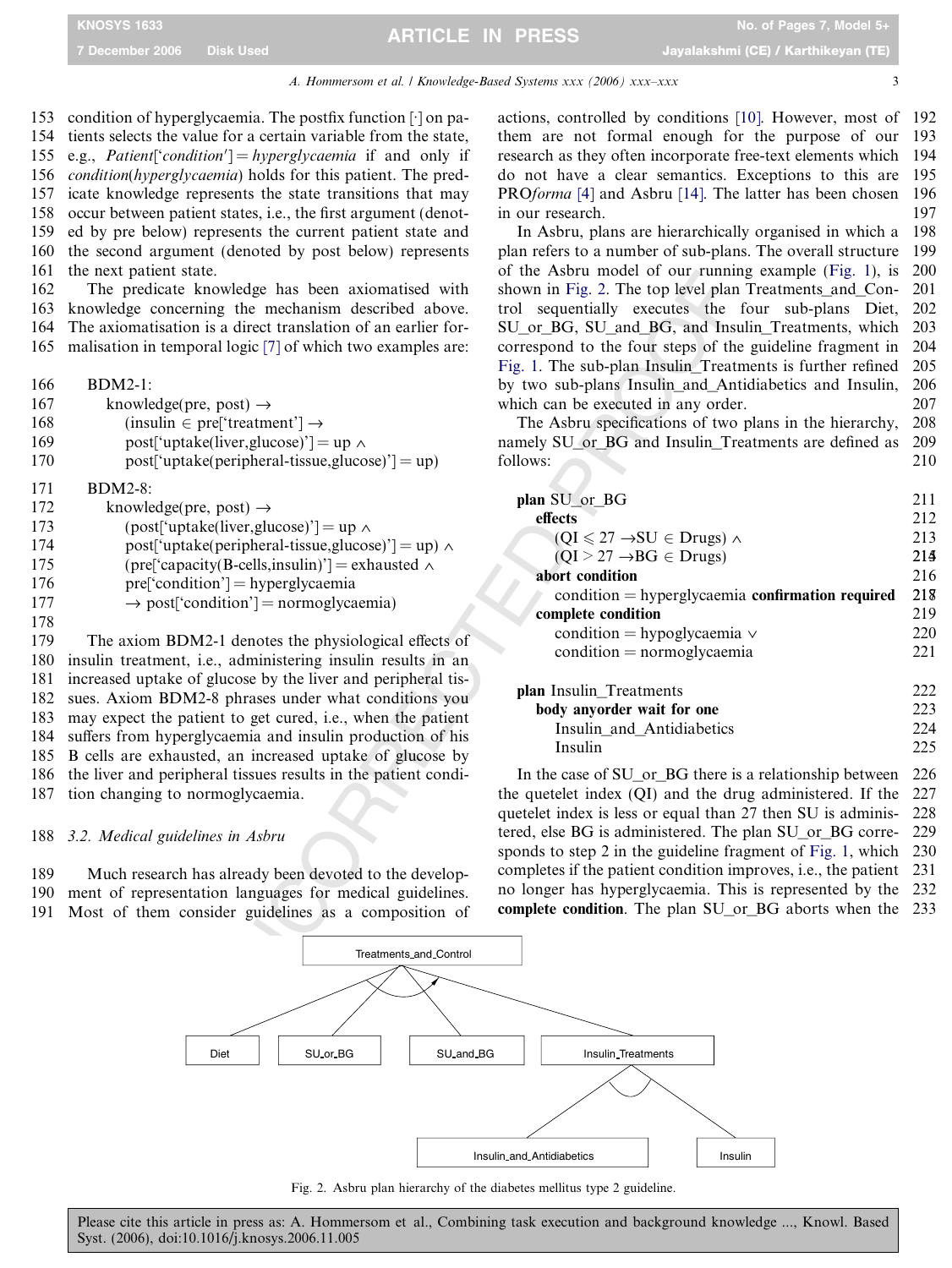condition of hyperglycaemia. The postfix function $[\cdot]$ on patients selects the value for a certain variable from the state, e.g., *Patient*[*'condition'*] = *hyperglycaemia* if and only if *condition*(*hyperglycaemia*) holds for this patient. The predicate knowledge represents the state transitions that may occur between patient states, i.e., the first argument (denoted by pre below) represents the current patient state and the second argument (denoted by post below) represents the next patient state.

The predicate knowledge has been axiomatised with knowledge concerning the mechanism described above. The axiomatisation is a direct translation of an earlier formalisation in temporal logic [7] of which two examples are:

BDM2-1:
knowledge(pre, post) →
(insulin ∈ pre['treatment'] →
post['uptake(liver,glucose)'] = up ∧
post['uptake(peripheral-tissue,glucose)'] = up)

BDM2-8:
knowledge(pre, post) →
(post['uptake(liver,glucose)'] = up ∧
post['uptake(peripheral-tissue,glucose)'] = up) ∧
(pre['capacity(B-cells,insulin)'] = exhausted ∧
pre['condition'] = hyperglycaemia
→ post['condition'] = normoglycaemia)

The axiom BDM2-1 denotes the physiological effects of insulin treatment, i.e., administering insulin results in an increased uptake of glucose by the liver and peripheral tissues. Axiom BDM2-8 phrases under what conditions you may expect the patient to get cured, i.e., when the patient suffers from hyperglycaemia and insulin production of his B cells are exhausted, an increased uptake of glucose by the liver and peripheral tissues results in the patient condition changing to normoglycaemia.

### 3.2. Medical guidelines in Asbru

Much research has already been devoted to the development of representation languages for medical guidelines. Most of them consider guidelines as a composition of actions, controlled by conditions [10]. However, most of them are not formal enough for the purpose of our research as they often incorporate free-text elements which do not have a clear semantics. Exceptions to this are PRO*forma* [4] and Asbru [14]. The latter has been chosen in our research.

In Asbru, plans are hierarchically organised in which a plan refers to a number of sub-plans. The overall structure of the Asbru model of our running example (Fig. 1), is shown in Fig. 2. The top level plan Treatments_and_Control sequentially executes the four sub-plans Diet, SU_or_BG, SU_and_BG, and Insulin_Treatments, which correspond to the four steps of the guideline fragment in Fig. 1. The sub-plan Insulin_Treatments is further refined by two sub-plans Insulin_and_Antidiabetics and Insulin, which can be executed in any order.

The Asbru specifications of two plans in the hierarchy, namely SU_or_BG and Insulin_Treatments are defined as follows:

**plan** SU_or_BG
**effects**
(QI ⩽ 27 → SU ∈ Drugs) ∧
(QI > 27 → BG ∈ Drugs)
**abort condition**
condition = hyperglycaemia **confirmation required**
**complete condition**
condition = hypoglycaemia ∨
condition = normoglycaemia

**plan** Insulin_Treatments
**body anyorder wait for one**
Insulin_and_Antidiabetics
Insulin

In the case of SU_or_BG there is a relationship between the quetelet index (QI) and the drug administered. If the quetelet index is less or equal than 27 then SU is administered, else BG is administered. The plan SU_or_BG corresponds to step 2 in the guideline fragment of Fig. 1, which completes if the patient condition improves, i.e., the patient no longer has hyperglycaemia. This is represented by the **complete condition**. The plan SU_or_BG aborts when the

Fig. 2. Asbru plan hierarchy of the diabetes mellitus type 2 guideline.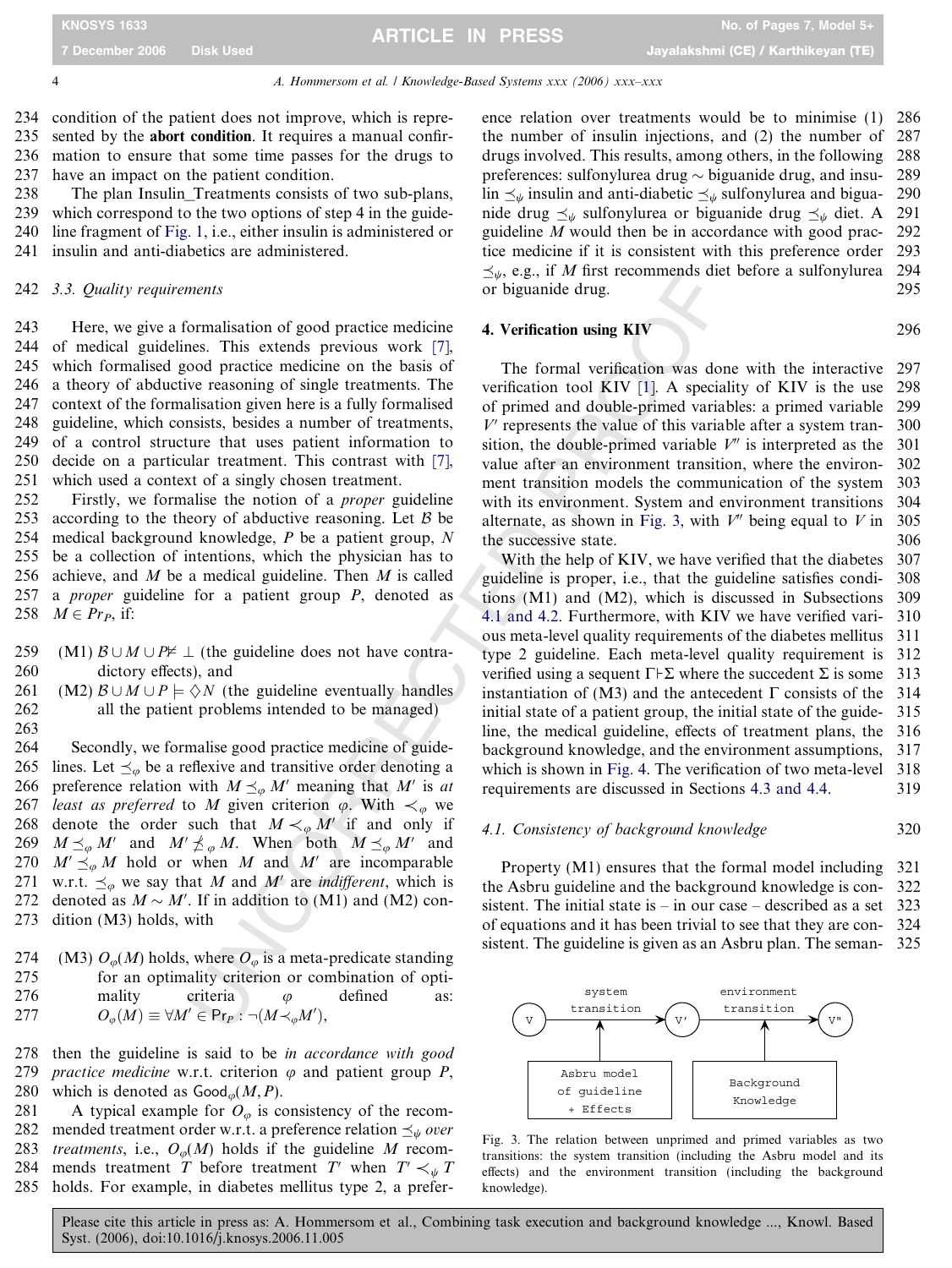condition of the patient does not improve, which is represented by the **abort condition**. It requires a manual confirmation to ensure that some time passes for the drugs to have an impact on the patient condition.

The plan Insulin_Treatments consists of two sub-plans, which correspond to the two options of step 4 in the guideline fragment of Fig. 1, i.e., either insulin is administered or insulin and anti-diabetics are administered.

### 3.3. Quality requirements

Here, we give a formalisation of good practice medicine of medical guidelines. This extends previous work [7], which formalised good practice medicine on the basis of a theory of abductive reasoning of single treatments. The context of the formalisation given here is a fully formalised guideline, which consists, besides a number of treatments, of a control structure that uses patient information to decide on a particular treatment. This contrast with [7], which used a context of a singly chosen treatment.

Firstly, we formalise the notion of a *proper* guideline according to the theory of abductive reasoning. Let $\mathcal{B}$ be medical background knowledge, $P$ be a patient group, $N$ be a collection of intentions, which the physician has to achieve, and $M$ be a medical guideline. Then $M$ is called a *proper* guideline for a patient group $P$, denoted as $M \in Pr_P$, if:

(M1) $\mathcal{B} \cup M \cup P \nvDash \bot$ (the guideline does not have contradictory effects), and

(M2) $\mathcal{B} \cup M \cup P \vDash \Diamond N$ (the guideline eventually handles all the patient problems intended to be managed)

Secondly, we formalise good practice medicine of guidelines. Let $\preceq_\varphi$ be a reflexive and transitive order denoting a preference relation with $M \preceq_\varphi M'$ meaning that $M'$ is *at least as preferred* to $M$ given criterion $\varphi$. With $\prec_\varphi$ we denote the order such that $M \prec_\varphi M'$ if and only if $M \preceq_\varphi M'$ and $M' \npreceq_\varphi M$. When both $M \preceq_\varphi M'$ and $M' \preceq_\varphi M$ hold or when $M$ and $M'$ are incomparable w.r.t. $\preceq_\varphi$ we say that $M$ and $M'$ are *indifferent*, which is denoted as $M \sim M'$. If in addition to (M1) and (M2) condition (M3) holds, with

(M3) $O_\varphi(M)$ holds, where $O_\varphi$ is a meta-predicate standing for an optimality criterion or combination of optimality criteria $\varphi$ defined as: $O_\varphi(M) \equiv \forall M' \in \mathrm{Pr}_P : \neg(M \prec_\varphi M')$,

then the guideline is said to be *in accordance with good practice medicine* w.r.t. criterion $\varphi$ and patient group $P$, which is denoted as $\mathsf{Good}_\varphi(M, P)$.

A typical example for $O_\varphi$ is consistency of the recommended treatment order w.r.t. a preference relation $\preceq_\psi$ *over treatments*, i.e., $O_\varphi(M)$ holds if the guideline $M$ recommends treatment $T$ before treatment $T'$ when $T' \prec_\psi T$ holds. For example, in diabetes mellitus type 2, a preference relation over treatments would be to minimise (1) the number of insulin injections, and (2) the number of drugs involved. This results, among others, in the following preferences: sulfonylurea drug $\sim$ biguanide drug, and insulin $\preceq_\psi$ insulin and anti-diabetic $\preceq_\psi$ sulfonylurea and biguanide drug $\preceq_\psi$ sulfonylurea or biguanide drug $\preceq_\psi$ diet. A guideline $M$ would then be in accordance with good practice medicine if it is consistent with this preference order $\preceq_\psi$, e.g., if $M$ first recommends diet before a sulfonylurea or biguanide drug.

## 4. Verification using KIV

The formal verification was done with the interactive verification tool KIV [1]. A speciality of KIV is the use of primed and double-primed variables: a primed variable $V'$ represents the value of this variable after a system transition, the double-primed variable $V''$ is interpreted as the value after an environment transition, where the environment transition models the communication of the system with its environment. System and environment transitions alternate, as shown in Fig. 3, with $V''$ being equal to $V$ in the successive state.

With the help of KIV, we have verified that the diabetes guideline is proper, i.e., that the guideline satisfies conditions (M1) and (M2), which is discussed in Subsections 4.1 and 4.2. Furthermore, with KIV we have verified various meta-level quality requirements of the diabetes mellitus type 2 guideline. Each meta-level quality requirement is verified using a sequent $\Gamma \vdash \Sigma$ where the succedent $\Sigma$ is some instantiation of (M3) and the antecedent $\Gamma$ consists of the initial state of a patient group, the initial state of the guideline, the medical guideline, effects of treatment plans, the background knowledge, and the environment assumptions, which is shown in Fig. 4. The verification of two meta-level requirements are discussed in Sections 4.3 and 4.4.

### 4.1. Consistency of background knowledge

Property (M1) ensures that the formal model including the Asbru guideline and the background knowledge is consistent. The initial state is – in our case – described as a set of equations and it has been trivial to see that they are consistent. The guideline is given as an Asbru plan. The seman-

Fig. 3. The relation between unprimed and primed variables as two transitions: the system transition (including the Asbru model and its effects) and the environment transition (including the background knowledge).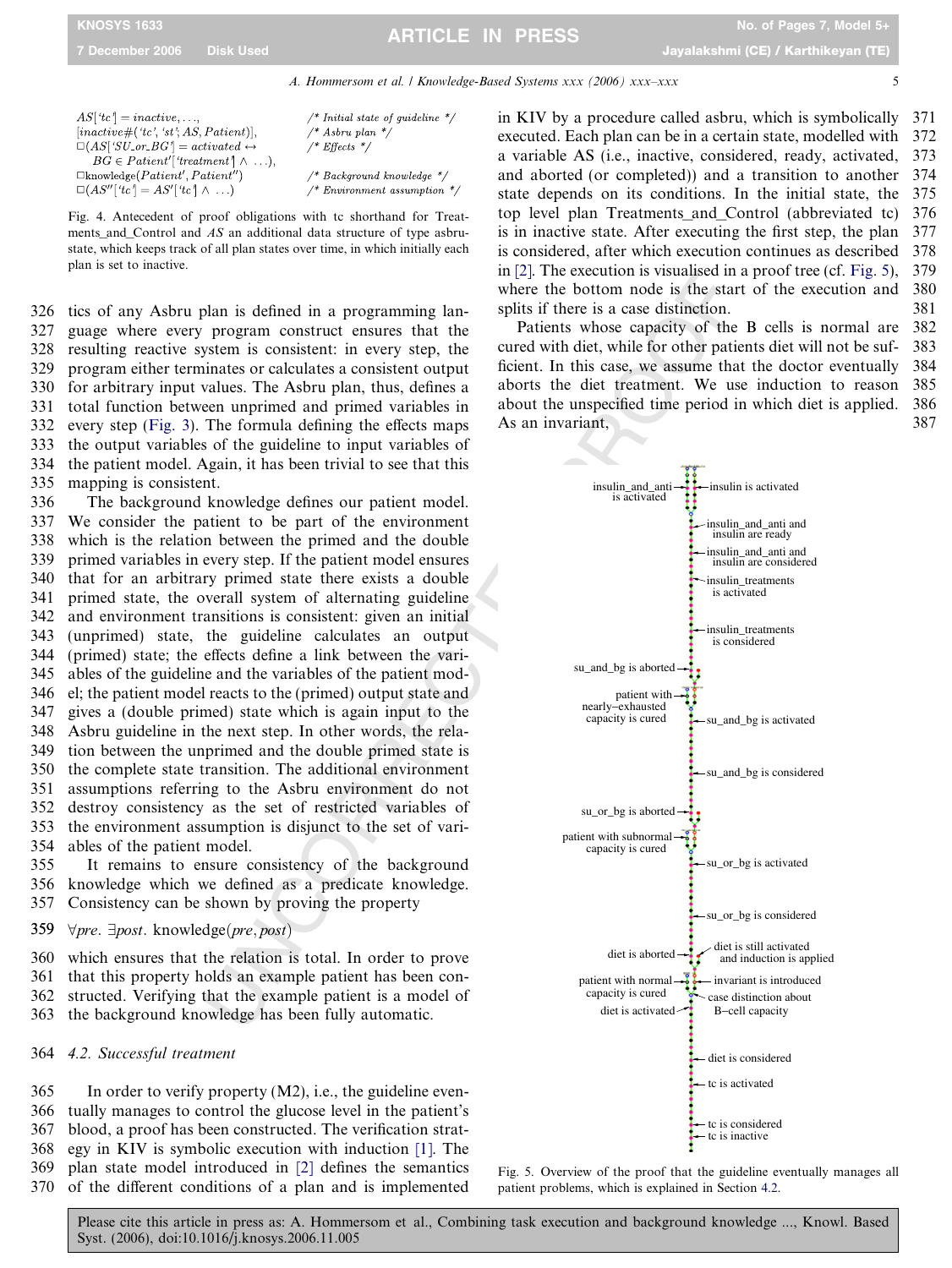$$
\begin{array}{ll}
AS[{}^{\prime}tc{}^{\prime}] = inactive, \ldots, & \text{/* Initial state of guideline */} \\
[inactive\#({}^{\prime}tc{}^{\prime}, {}^{\prime}st{}^{\prime}; AS, Patient)], & \text{/* Asbru plan */} \\
\Box(AS[{}^{\prime}SU\_or\_BG{}^{\prime}] = activated \leftrightarrow & \text{/* Effects */} \\
\quad BG \in Patient^{\prime}[{}^{\prime}treatment{}^{\prime}] \wedge \ldots), & \\
\Box \text{knowledge}(Patient^{\prime}, Patient^{\prime\prime}) & \text{/* Background knowledge */} \\
\Box(AS^{\prime\prime}[{}^{\prime}tc{}^{\prime}] = AS^{\prime}[{}^{\prime}tc{}^{\prime}] \wedge \ldots) & \text{/* Environment assumption */}
\end{array}
$$

Fig. 4. Antecedent of proof obligations with tc shorthand for Treatments_and_Control and $AS$ an additional data structure of type asbru-state, which keeps track of all plan states over time, in which initially each plan is set to inactive.

tics of any Asbru plan is defined in a programming language where every program construct ensures that the resulting reactive system is consistent: in every step, the program either terminates or calculates a consistent output for arbitrary input values. The Asbru plan, thus, defines a total function between unprimed and primed variables in every step (Fig. 3). The formula defining the effects maps the output variables of the guideline to input variables of the patient model. Again, it has been trivial to see that this mapping is consistent.

The background knowledge defines our patient model. We consider the patient to be part of the environment which is the relation between the primed and the double primed variables in every step. If the patient model ensures that for an arbitrary primed state there exists a double primed state, the overall system of alternating guideline and environment transitions is consistent: given an initial (unprimed) state, the guideline calculates an output (primed) state; the effects define a link between the variables of the guideline and the variables of the patient model; the patient model reacts to the (primed) output state and gives a (double primed) state which is again input to the Asbru guideline in the next step. In other words, the relation between the unprimed and the double primed state is the complete state transition. The additional environment assumptions referring to the Asbru environment do not destroy consistency as the set of restricted variables of the environment assumption is disjunct to the set of variables of the patient model.

It remains to ensure consistency of the background knowledge which we defined as a predicate knowledge. Consistency can be shown by proving the property

$$\forall pre.\ \exists post.\ \text{knowledge}(pre, post)$$

which ensures that the relation is total. In order to prove that this property holds an example patient has been constructed. Verifying that the example patient is a model of the background knowledge has been fully automatic.

### 4.2. Successful treatment

In order to verify property (M2), i.e., the guideline eventually manages to control the glucose level in the patient's blood, a proof has been constructed. The verification strategy in KIV is symbolic execution with induction [1]. The plan state model introduced in [2] defines the semantics of the different conditions of a plan and is implemented in KIV by a procedure called asbru, which is symbolically executed. Each plan can be in a certain state, modelled with a variable AS (i.e., inactive, considered, ready, activated, and aborted (or completed)) and a transition to another state depends on its conditions. In the initial state, the top level plan Treatments_and_Control (abbreviated tc) is in inactive state. After executing the first step, the plan is considered, after which execution continues as described in [2]. The execution is visualised in a proof tree (cf. Fig. 5), where the bottom node is the start of the execution and splits if there is a case distinction.

Patients whose capacity of the B cells is normal are cured with diet, while for other patients diet will not be sufficient. In this case, we assume that the doctor eventually aborts the diet treatment. We use induction to reason about the unspecified time period in which diet is applied. As an invariant,

insulin_and_anti is activated
insulin is activated
insulin_and_anti and insulin are ready
insulin_and_anti and insulin are considered
insulin_treatments is activated
insulin_treatments is considered
su_and_bg is aborted
patient with nearly–exhausted capacity is cured
su_and_bg is activated
su_and_bg is considered
su_or_bg is aborted
patient with subnormal capacity is cured
su_or_bg is activated
su_or_bg is considered
diet is aborted
diet is still activated and induction is applied
patient with normal capacity is cured
invariant is introduced
case distinction about B–cell capacity
diet is activated
diet is considered
tc is activated
tc is considered
tc is inactive

Fig. 5. Overview of the proof that the guideline eventually manages all patient problems, which is explained in Section 4.2.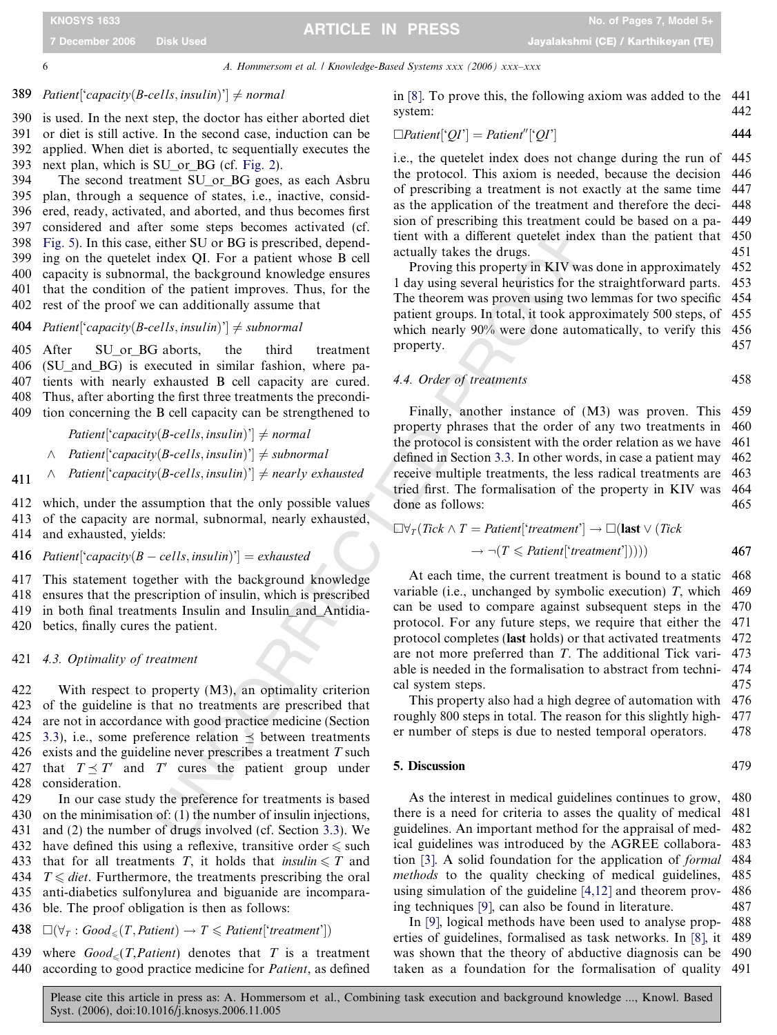$$Patient[\text{'}capacity(B\text{-}cells, insulin)\text{'}] \neq normal$$

is used. In the next step, the doctor has either aborted diet or diet is still active. In the second case, induction can be applied. When diet is aborted, tc sequentially executes the next plan, which is SU_or_BG (cf. Fig. 2).

The second treatment SU_or_BG goes, as each Asbru plan, through a sequence of states, i.e., inactive, considered, ready, activated, and aborted, and thus becomes first considered and after some steps becomes activated (cf. Fig. 5). In this case, either SU or BG is prescribed, depending on the quetelet index QI. For a patient whose B cell capacity is subnormal, the background knowledge ensures that the condition of the patient improves. Thus, for the rest of the proof we can additionally assume that

$$Patient[\text{'}capacity(B\text{-}cells, insulin)\text{'}] \neq subnormal$$

After SU_or_BG aborts, the third treatment (SU_and_BG) is executed in similar fashion, where patients with nearly exhausted B cell capacity are cured. Thus, after aborting the first three treatments the precondition concerning the B cell capacity can be strengthened to

$$\begin{aligned} & Patient[\text{'}capacity(B\text{-}cells, insulin)\text{'}] \neq normal \\ \wedge \quad & Patient[\text{'}capacity(B\text{-}cells, insulin)\text{'}] \neq subnormal \\ \wedge \quad & Patient[\text{'}capacity(B\text{-}cells, insulin)\text{'}] \neq nearly\ exhausted \end{aligned}$$

which, under the assumption that the only possible values of the capacity are normal, subnormal, nearly exhausted, and exhausted, yields:

$$Patient[\text{'}capacity(B - cells, insulin)\text{'}] = exhausted$$

This statement together with the background knowledge ensures that the prescription of insulin, which is prescribed in both final treatments Insulin and Insulin_and_Antidiabetics, finally cures the patient.

### 4.3. Optimality of treatment

With respect to property (M3), an optimality criterion of the guideline is that no treatments are prescribed that are not in accordance with good practice medicine (Section 3.3), i.e., some preference relation $\preceq$ between treatments exists and the guideline never prescribes a treatment $T$ such that $T \preceq T'$ and $T'$ cures the patient group under consideration.

In our case study the preference for treatments is based on the minimisation of: (1) the number of insulin injections, and (2) the number of drugs involved (cf. Section 3.3). We have defined this using a reflexive, transitive order $\leqslant$ such that for all treatments $T$, it holds that $insulin \leqslant T$ and $T \leqslant diet$. Furthermore, the treatments prescribing the oral anti-diabetics sulfonylurea and biguanide are incomparable. The proof obligation is then as follows:

$$\Box(\forall_T : Good_{\leqslant}(T, Patient) \rightarrow T \leqslant Patient[\text{'}treatment\text{'}])$$

where $Good_{\leqslant}(T, Patient)$ denotes that $T$ is a treatment according to good practice medicine for $Patient$, as defined in [8]. To prove this, the following axiom was added to the system:

$$\Box Patient[\text{'}QI\text{'}] = Patient''[\text{'}QI\text{'}]$$

i.e., the quetelet index does not change during the run of the protocol. This axiom is needed, because the decision of prescribing a treatment is not exactly at the same time as the application of the treatment and therefore the decision of prescribing this treatment could be based on a patient with a different quetelet index than the patient that actually takes the drugs.

Proving this property in KIV was done in approximately 1 day using several heuristics for the straightforward parts. The theorem was proven using two lemmas for two specific patient groups. In total, it took approximately 500 steps, of which nearly 90% were done automatically, to verify this property.

### 4.4. Order of treatments

Finally, another instance of (M3) was proven. This property phrases that the order of any two treatments in the protocol is consistent with the order relation as we have defined in Section 3.3. In other words, in case a patient may receive multiple treatments, the less radical treatments are tried first. The formalisation of the property in KIV was done as follows:

$$\Box\forall_T(Tick \wedge T = Patient[\text{'}treatment\text{'}] \rightarrow \Box(\mathbf{last} \vee (Tick \rightarrow \neg(T \leqslant Patient[\text{'}treatment\text{'}]))))$$

At each time, the current treatment is bound to a static variable (i.e., unchanged by symbolic execution) $T$, which can be used to compare against subsequent steps in the protocol. For any future steps, we require that either the protocol completes (**last** holds) or that activated treatments are not more preferred than $T$. The additional Tick variable is needed in the formalisation to abstract from technical system steps.

This property also had a high degree of automation with roughly 800 steps in total. The reason for this slightly higher number of steps is due to nested temporal operators.

## 5. Discussion

As the interest in medical guidelines continues to grow, there is a need for criteria to asses the quality of medical guidelines. An important method for the appraisal of medical guidelines was introduced by the AGREE collaboration [3]. A solid foundation for the application of *formal methods* to the quality checking of medical guidelines, using simulation of the guideline [4,12] and theorem proving techniques [9], can also be found in literature.

In [9], logical methods have been used to analyse properties of guidelines, formalised as task networks. In [8], it was shown that the theory of abductive diagnosis can be taken as a foundation for the formalisation of quality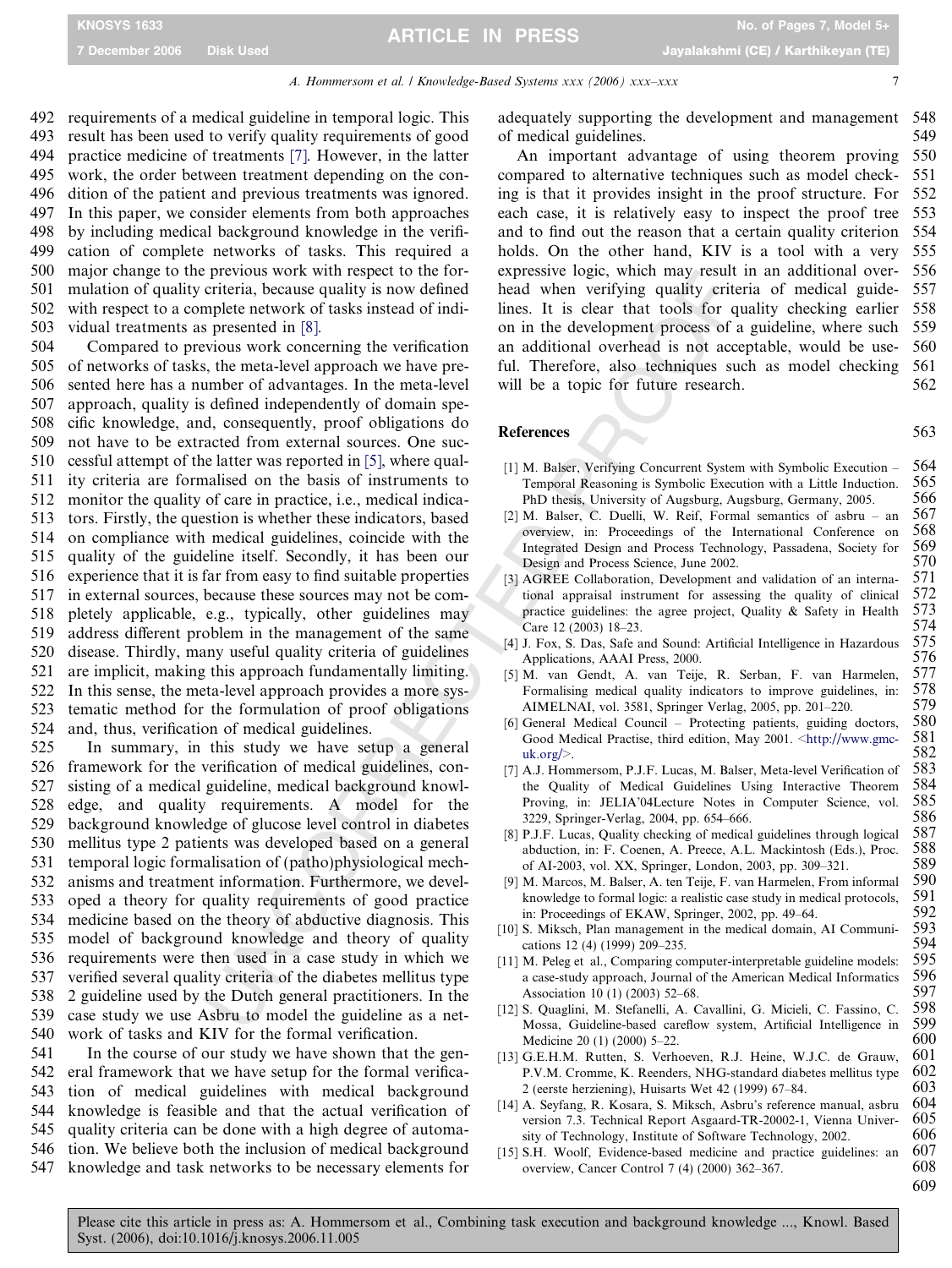requirements of a medical guideline in temporal logic. This result has been used to verify quality requirements of good practice medicine of treatments [7]. However, in the latter work, the order between treatment depending on the condition of the patient and previous treatments was ignored. In this paper, we consider elements from both approaches by including medical background knowledge in the verification of complete networks of tasks. This required a major change to the previous work with respect to the formulation of quality criteria, because quality is now defined with respect to a complete network of tasks instead of individual treatments as presented in [8].

Compared to previous work concerning the verification of networks of tasks, the meta-level approach we have presented here has a number of advantages. In the meta-level approach, quality is defined independently of domain specific knowledge, and, consequently, proof obligations do not have to be extracted from external sources. One successful attempt of the latter was reported in [5], where quality criteria are formalised on the basis of instruments to monitor the quality of care in practice, i.e., medical indicators. Firstly, the question is whether these indicators, based on compliance with medical guidelines, coincide with the quality of the guideline itself. Secondly, it has been our experience that it is far from easy to find suitable properties in external sources, because these sources may not be completely applicable, e.g., typically, other guidelines may address different problem in the management of the same disease. Thirdly, many useful quality criteria of guidelines are implicit, making this approach fundamentally limiting. In this sense, the meta-level approach provides a more systematic method for the formulation of proof obligations and, thus, verification of medical guidelines.

In summary, in this study we have setup a general framework for the verification of medical guidelines, consisting of a medical guideline, medical background knowledge, and quality requirements. A model for the background knowledge of glucose level control in diabetes mellitus type 2 patients was developed based on a general temporal logic formalisation of (patho)physiological mechanisms and treatment information. Furthermore, we developed a theory for quality requirements of good practice medicine based on the theory of abductive diagnosis. This model of background knowledge and theory of quality requirements were then used in a case study in which we verified several quality criteria of the diabetes mellitus type 2 guideline used by the Dutch general practitioners. In the case study we use Asbru to model the guideline as a network of tasks and KIV for the formal verification.

In the course of our study we have shown that the general framework that we have setup for the formal verification of medical guidelines with medical background knowledge is feasible and that the actual verification of quality criteria can be done with a high degree of automation. We believe both the inclusion of medical background knowledge and task networks to be necessary elements for adequately supporting the development and management of medical guidelines.

An important advantage of using theorem proving compared to alternative techniques such as model checking is that it provides insight in the proof structure. For each case, it is relatively easy to inspect the proof tree and to find out the reason that a certain quality criterion holds. On the other hand, KIV is a tool with a very expressive logic, which may result in an additional overhead when verifying quality criteria of medical guidelines. It is clear that tools for quality checking earlier on in the development process of a guideline, where such an additional overhead is not acceptable, would be useful. Therefore, also techniques such as model checking will be a topic for future research.

## References

[1] M. Balser, Verifying Concurrent System with Symbolic Execution – Temporal Reasoning is Symbolic Execution with a Little Induction. PhD thesis, University of Augsburg, Augsburg, Germany, 2005.

[2] M. Balser, C. Duelli, W. Reif, Formal semantics of asbru – an overview, in: Proceedings of the International Conference on Integrated Design and Process Technology, Passadena, Society for Design and Process Science, June 2002.

[3] AGREE Collaboration, Development and validation of an international appraisal instrument for assessing the quality of clinical practice guidelines: the agree project, Quality & Safety in Health Care 12 (2003) 18–23.

[4] J. Fox, S. Das, Safe and Sound: Artificial Intelligence in Hazardous Applications, AAAI Press, 2000.

[5] M. van Gendt, A. van Teije, R. Serban, F. van Harmelen, Formalising medical quality indicators to improve guidelines, in: AIMELNAI, vol. 3581, Springer Verlag, 2005, pp. 201–220.

[6] General Medical Council – Protecting patients, guiding doctors, Good Medical Practise, third edition, May 2001. <http://www.gmc-uk.org/>.

[7] A.J. Hommersom, P.J.F. Lucas, M. Balser, Meta-level Verification of the Quality of Medical Guidelines Using Interactive Theorem Proving, in: JELIA'04Lecture Notes in Computer Science, vol. 3229, Springer-Verlag, 2004, pp. 654–666.

[8] P.J.F. Lucas, Quality checking of medical guidelines through logical abduction, in: F. Coenen, A. Preece, A.L. Mackintosh (Eds.), Proc. of AI-2003, vol. XX, Springer, London, 2003, pp. 309–321.

[9] M. Marcos, M. Balser, A. ten Teije, F. van Harmelen, From informal knowledge to formal logic: a realistic case study in medical protocols, in: Proceedings of EKAW, Springer, 2002, pp. 49–64.

[10] S. Miksch, Plan management in the medical domain, AI Communications 12 (4) (1999) 209–235.

[11] M. Peleg et al., Comparing computer-interpretable guideline models: a case-study approach, Journal of the American Medical Informatics Association 10 (1) (2003) 52–68.

[12] S. Quaglini, M. Stefanelli, A. Cavallini, G. Micieli, C. Fassino, C. Mossa, Guideline-based careflow system, Artificial Intelligence in Medicine 20 (1) (2000) 5–22.

[13] G.E.H.M. Rutten, S. Verhoeven, R.J. Heine, W.J.C. de Grauw, P.V.M. Cromme, K. Reenders, NHG-standard diabetes mellitus type 2 (eerste herziening), Huisarts Wet 42 (1999) 67–84.

[14] A. Seyfang, R. Kosara, S. Miksch, Asbru's reference manual, asbru version 7.3. Technical Report Asgaard-TR-20002-1, Vienna University of Technology, Institute of Software Technology, 2002.

[15] S.H. Woolf, Evidence-based medicine and practice guidelines: an overview, Cancer Control 7 (4) (2000) 362–367.